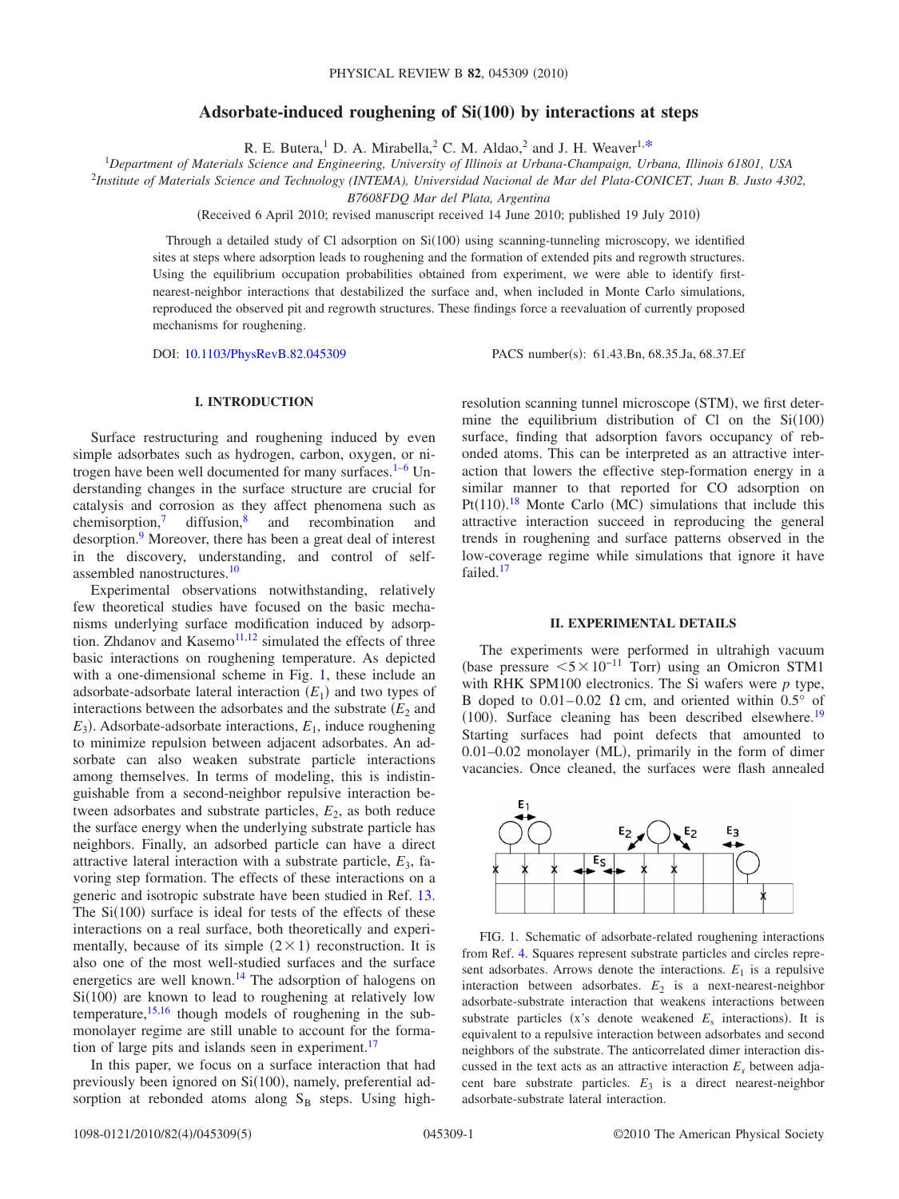# Adsorbate-induced roughening of Si(100) by interactions at steps

R. E. Butera,[1] D. A. Mirabella,[2] C. M. Aldao,[2] and J. H. Weaver[1,*]

[1]*Department of Materials Science and Engineering, University of Illinois at Urbana-Champaign, Urbana, Illinois 61801, USA*

[2]*Institute of Materials Science and Technology (INTEMA), Universidad Nacional de Mar del Plata-CONICET, Juan B. Justo 4302, B7608FDQ Mar del Plata, Argentina*

(Received 6 April 2010; revised manuscript received 14 June 2010; published 19 July 2010)

Through a detailed study of Cl adsorption on Si(100) using scanning-tunneling microscopy, we identified sites at steps where adsorption leads to roughening and the formation of extended pits and regrowth structures. Using the equilibrium occupation probabilities obtained from experiment, we were able to identify first-nearest-neighbor interactions that destabilized the surface and, when included in Monte Carlo simulations, reproduced the observed pit and regrowth structures. These findings force a reevaluation of currently proposed mechanisms for roughening.

DOI: 10.1103/PhysRevB.82.045309 PACS number(s): 61.43.Bn, 68.35.Ja, 68.37.Ef

## I. INTRODUCTION

Surface restructuring and roughening induced by even simple adsorbates such as hydrogen, carbon, oxygen, or nitrogen have been well documented for many surfaces.[1–6] Understanding changes in the surface structure are crucial for catalysis and corrosion as they affect phenomena such as chemisorption,[7] diffusion,[8] and recombination and desorption.[9] Moreover, there has been a great deal of interest in the discovery, understanding, and control of self-assembled nanostructures.[10]

Experimental observations notwithstanding, relatively few theoretical studies have focused on the basic mechanisms underlying surface modification induced by adsorption. Zhdanov and Kasemo[11,12] simulated the effects of three basic interactions on roughening temperature. As depicted with a one-dimensional scheme in Fig. 1, these include an adsorbate-adsorbate lateral interaction ($E_1$) and two types of interactions between the adsorbates and the substrate ($E_2$ and $E_3$). Adsorbate-adsorbate interactions, $E_1$, induce roughening to minimize repulsion between adjacent adsorbates. An adsorbate can also weaken substrate particle interactions among themselves. In terms of modeling, this is indistinguishable from a second-neighbor repulsive interaction between adsorbates and substrate particles, $E_2$, as both reduce the surface energy when the underlying substrate particle has neighbors. Finally, an adsorbed particle can have a direct attractive lateral interaction with a substrate particle, $E_3$, favoring step formation. The effects of these interactions on a generic and isotropic substrate have been studied in Ref. 13. The Si(100) surface is ideal for tests of the effects of these interactions on a real surface, both theoretically and experimentally, because of its simple $(2\times1)$ reconstruction. It is also one of the most well-studied surfaces and the surface energetics are well known.[14] The adsorption of halogens on Si(100) are known to lead to roughening at relatively low temperature,[15,16] though models of roughening in the submonolayer regime are still unable to account for the formation of large pits and islands seen in experiment.[17]

In this paper, we focus on a surface interaction that had previously been ignored on Si(100), namely, preferential adsorption at rebonded atoms along $S_B$ steps. Using high-resolution scanning tunnel microscope (STM), we first determine the equilibrium distribution of Cl on the Si(100) surface, finding that adsorption favors occupancy of rebonded atoms. This can be interpreted as an attractive interaction that lowers the effective step-formation energy in a similar manner to that reported for CO adsorption on Pt(110).[18] Monte Carlo (MC) simulations that include this attractive interaction succeed in reproducing the general trends in roughening and surface patterns observed in the low-coverage regime while simulations that ignore it have failed.[17]

## II. EXPERIMENTAL DETAILS

The experiments were performed in ultrahigh vacuum (base pressure $<5\times10^{-11}$ Torr) using an Omicron STM1 with RHK SPM100 electronics. The Si wafers were *p* type, B doped to 0.01–0.02 Ω cm, and oriented within 0.5° of (100). Surface cleaning has been described elsewhere.[19] Starting surfaces had point defects that amounted to 0.01–0.02 monolayer (ML), primarily in the form of dimer vacancies. Once cleaned, the surfaces were flash annealed

FIG. 1. Schematic of adsorbate-related roughening interactions from Ref. 4. Squares represent substrate particles and circles represent adsorbates. Arrows denote the interactions. $E_1$ is a repulsive interaction between adsorbates. $E_2$ is a next-nearest-neighbor adsorbate-substrate interaction that weakens interactions between substrate particles (x's denote weakened $E_s$ interactions). It is equivalent to a repulsive interaction between adsorbates and second neighbors of the substrate. The anticorrelated dimer interaction discussed in the text acts as an attractive interaction $E_s$ between adjacent bare substrate particles. $E_3$ is a direct nearest-neighbor adsorbate-substrate lateral interaction.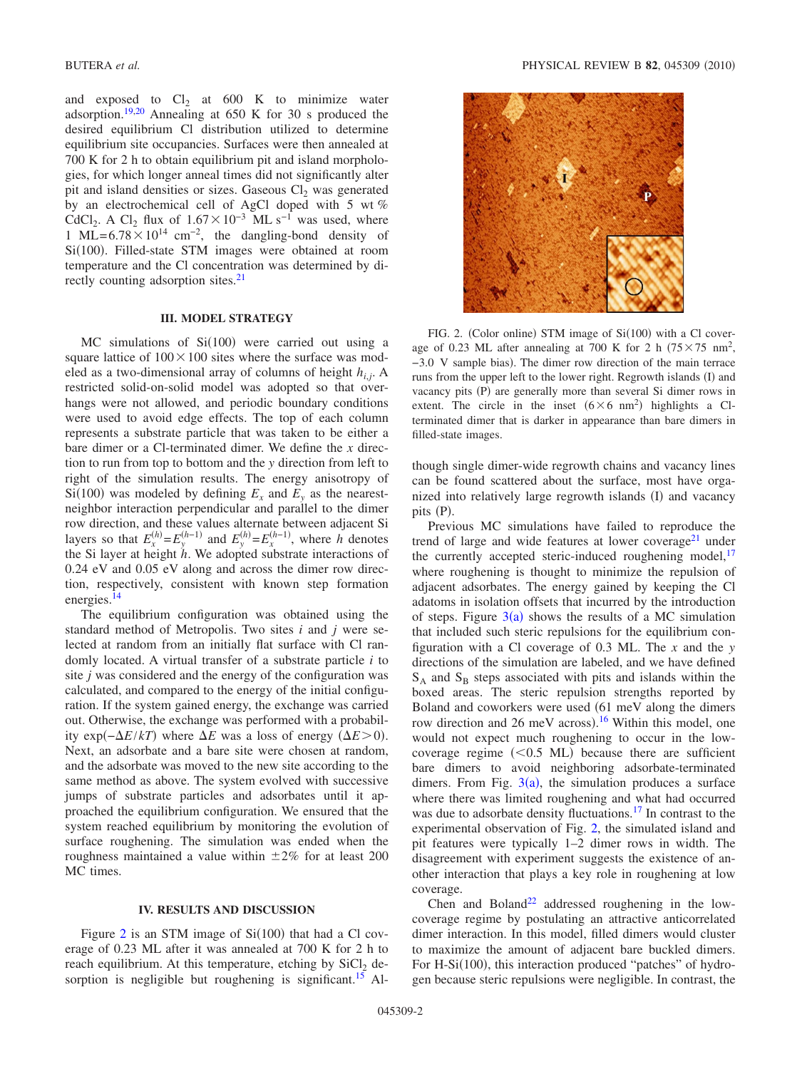and exposed to $Cl_2$ at 600 K to minimize water adsorption.[19,20] Annealing at 650 K for 30 s produced the desired equilibrium Cl distribution utilized to determine equilibrium site occupancies. Surfaces were then annealed at 700 K for 2 h to obtain equilibrium pit and island morphologies, for which longer anneal times did not significantly alter pit and island densities or sizes. Gaseous $Cl_2$ was generated by an electrochemical cell of AgCl doped with 5 wt % $CdCl_2$. A $Cl_2$ flux of $1.67\times10^{-3}$ ML $s^{-1}$ was used, where 1 ML$=6.78\times10^{14}$ $cm^{-2}$, the dangling-bond density of Si(100). Filled-state STM images were obtained at room temperature and the Cl concentration was determined by directly counting adsorption sites.[21]

### III. MODEL STRATEGY

MC simulations of Si(100) were carried out using a square lattice of $100\times100$ sites where the surface was modeled as a two-dimensional array of columns of height $h_{i,j}$. A restricted solid-on-solid model was adopted so that overhangs were not allowed, and periodic boundary conditions were used to avoid edge effects. The top of each column represents a substrate particle that was taken to be either a bare dimer or a Cl-terminated dimer. We define the $x$ direction to run from top to bottom and the $y$ direction from left to right of the simulation results. The energy anisotropy of Si(100) was modeled by defining $E_x$ and $E_y$ as the nearest-neighbor interaction perpendicular and parallel to the dimer row direction, and these values alternate between adjacent Si layers so that $E_x^{(h)}=E_y^{(h-1)}$ and $E_y^{(h)}=E_x^{(h-1)}$, where $h$ denotes the Si layer at height $h$. We adopted substrate interactions of 0.24 eV and 0.05 eV along and across the dimer row direction, respectively, consistent with known step formation energies.[14]

The equilibrium configuration was obtained using the standard method of Metropolis. Two sites $i$ and $j$ were selected at random from an initially flat surface with Cl randomly located. A virtual transfer of a substrate particle $i$ to site $j$ was considered and the energy of the configuration was calculated, and compared to the energy of the initial configuration. If the system gained energy, the exchange was carried out. Otherwise, the exchange was performed with a probability $\exp(-\Delta E/kT)$ where $\Delta E$ was a loss of energy ($\Delta E>0$). Next, an adsorbate and a bare site were chosen at random, and the adsorbate was moved to the new site according to the same method as above. The system evolved with successive jumps of substrate particles and adsorbates until it approached the equilibrium configuration. We ensured that the system reached equilibrium by monitoring the evolution of surface roughening. The simulation was ended when the roughness maintained a value within $\pm2\%$ for at least 200 MC times.

### IV. RESULTS AND DISCUSSION

Figure 2 is an STM image of Si(100) that had a Cl coverage of 0.23 ML after it was annealed at 700 K for 2 h to reach equilibrium. At this temperature, etching by $SiCl_2$ desorption is negligible but roughening is significant.[15] Although single dimer-wide regrowth chains and vacancy lines can be found scattered about the surface, most have organized into relatively large regrowth islands (I) and vacancy pits (P).

FIG. 2. (Color online) STM image of Si(100) with a Cl coverage of 0.23 ML after annealing at 700 K for 2 h ($75\times75$ $nm^2$, $-3.0$ V sample bias). The dimer row direction of the main terrace runs from the upper left to the lower right. Regrowth islands (I) and vacancy pits (P) are generally more than several Si dimer rows in extent. The circle in the inset ($6\times6$ $nm^2$) highlights a Cl-terminated dimer that is darker in appearance than bare dimers in filled-state images.

Previous MC simulations have failed to reproduce the trend of large and wide features at lower coverage[21] under the currently accepted steric-induced roughening model,[17] where roughening is thought to minimize the repulsion of adjacent adsorbates. The energy gained by keeping the Cl adatoms in isolation offsets that incurred by the introduction of steps. Figure 3(a) shows the results of a MC simulation that included such steric repulsions for the equilibrium configuration with a Cl coverage of 0.3 ML. The $x$ and the $y$ directions of the simulation are labeled, and we have defined $S_A$ and $S_B$ steps associated with pits and islands within the boxed areas. The steric repulsion strengths reported by Boland and coworkers were used (61 meV along the dimers row direction and 26 meV across).[16] Within this model, one would not expect much roughening to occur in the low-coverage regime ($<0.5$ ML) because there are sufficient bare dimers to avoid neighboring adsorbate-terminated dimers. From Fig. 3(a), the simulation produces a surface where there was limited roughening and what had occurred was due to adsorbate density fluctuations.[17] In contrast to the experimental observation of Fig. 2, the simulated island and pit features were typically 1–2 dimer rows in width. The disagreement with experiment suggests the existence of another interaction that plays a key role in roughening at low coverage.

Chen and Boland[22] addressed roughening in the low-coverage regime by postulating an attractive anticorrelated dimer interaction. In this model, filled dimers would cluster to maximize the amount of adjacent bare buckled dimers. For H-Si(100), this interaction produced "patches" of hydrogen because steric repulsions were negligible. In contrast, the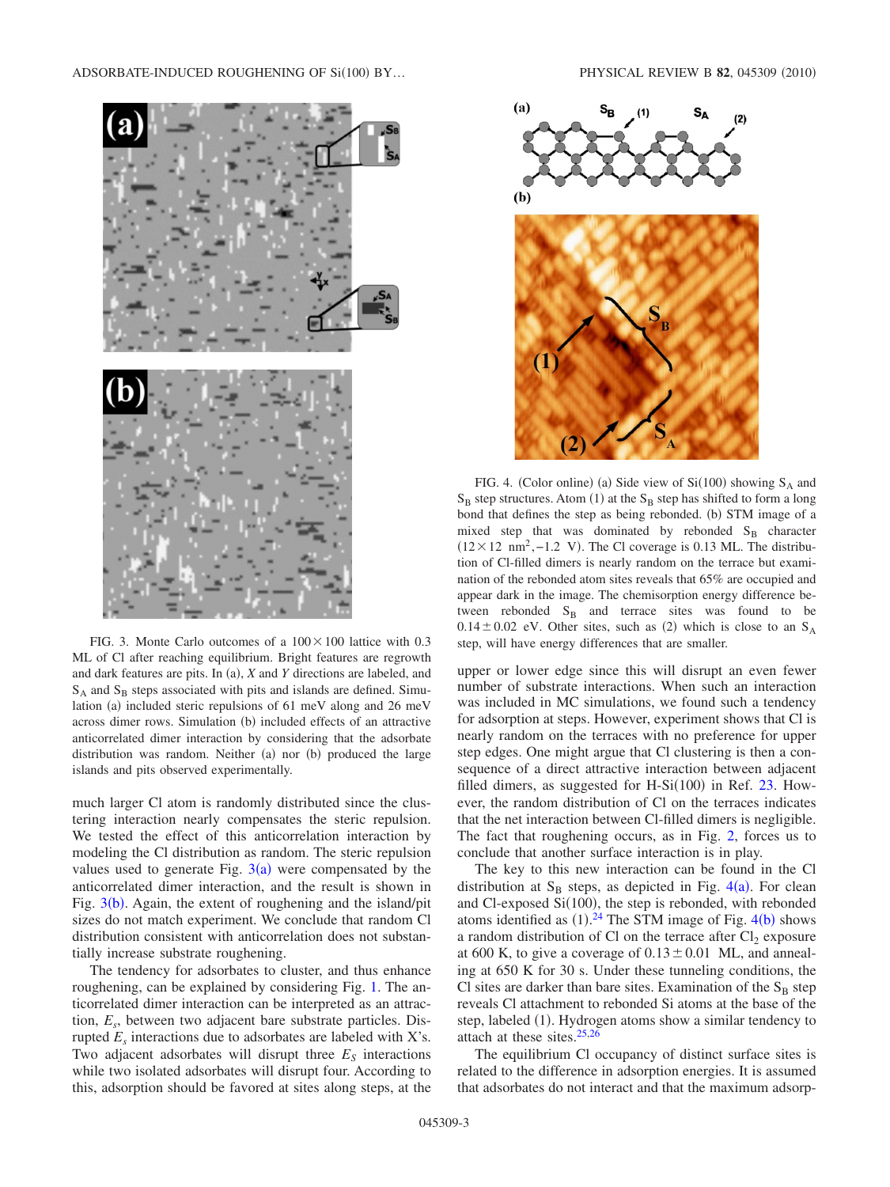FIG. 3. Monte Carlo outcomes of a $100 \times 100$ lattice with 0.3 ML of Cl after reaching equilibrium. Bright features are regrowth and dark features are pits. In (a), $X$ and $Y$ directions are labeled, and $S_A$ and $S_B$ steps associated with pits and islands are defined. Simulation (a) included steric repulsions of 61 meV along and 26 meV across dimer rows. Simulation (b) included effects of an attractive anticorrelated dimer interaction by considering that the adsorbate distribution was random. Neither (a) nor (b) produced the large islands and pits observed experimentally.

much larger Cl atom is randomly distributed since the clustering interaction nearly compensates the steric repulsion. We tested the effect of this anticorrelation interaction by modeling the Cl distribution as random. The steric repulsion values used to generate Fig. 3(a) were compensated by the anticorrelated dimer interaction, and the result is shown in Fig. 3(b). Again, the extent of roughening and the island/pit sizes do not match experiment. We conclude that random Cl distribution consistent with anticorrelation does not substantially increase substrate roughening.

The tendency for adsorbates to cluster, and thus enhance roughening, can be explained by considering Fig. 1. The anticorrelated dimer interaction can be interpreted as an attraction, $E_s$, between two adjacent bare substrate particles. Disrupted $E_s$ interactions due to adsorbates are labeled with X's. Two adjacent adsorbates will disrupt three $E_S$ interactions while two isolated adsorbates will disrupt four. According to this, adsorption should be favored at sites along steps, at the upper or lower edge since this will disrupt an even fewer number of substrate interactions. When such an interaction was included in MC simulations, we found such a tendency for adsorption at steps. However, experiment shows that Cl is nearly random on the terraces with no preference for upper step edges. One might argue that Cl clustering is then a consequence of a direct attractive interaction between adjacent filled dimers, as suggested for H-Si(100) in Ref. 23. However, the random distribution of Cl on the terraces indicates that the net interaction between Cl-filled dimers is negligible. The fact that roughening occurs, as in Fig. 2, forces us to conclude that another surface interaction is in play.

FIG. 4. (Color online) (a) Side view of Si(100) showing $S_A$ and $S_B$ step structures. Atom (1) at the $S_B$ step has shifted to form a long bond that defines the step as being rebonded. (b) STM image of a mixed step that was dominated by rebonded $S_B$ character ($12 \times 12$ nm$^2$, $-1.2$ V). The Cl coverage is 0.13 ML. The distribution of Cl-filled dimers is nearly random on the terrace but examination of the rebonded atom sites reveals that 65% are occupied and appear dark in the image. The chemisorption energy difference between rebonded $S_B$ and terrace sites was found to be $0.14 \pm 0.02$ eV. Other sites, such as (2) which is close to an $S_A$ step, will have energy differences that are smaller.

The key to this new interaction can be found in the Cl distribution at $S_B$ steps, as depicted in Fig. 4(a). For clean and Cl-exposed Si(100), the step is rebonded, with rebonded atoms identified as (1).[24] The STM image of Fig. 4(b) shows a random distribution of Cl on the terrace after $Cl_2$ exposure at 600 K, to give a coverage of $0.13 \pm 0.01$ ML, and annealing at 650 K for 30 s. Under these tunneling conditions, the Cl sites are darker than bare sites. Examination of the $S_B$ step reveals Cl attachment to rebonded Si atoms at the base of the step, labeled (1). Hydrogen atoms show a similar tendency to attach at these sites.[25,26]

The equilibrium Cl occupancy of distinct surface sites is related to the difference in adsorption energies. It is assumed that adsorbates do not interact and that the maximum adsorp-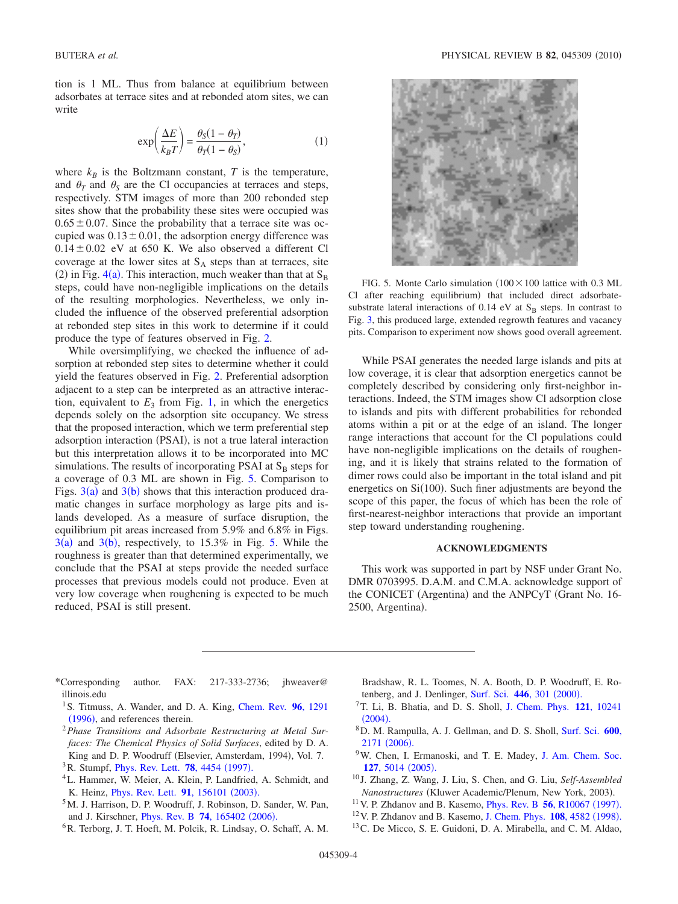tion is 1 ML. Thus from balance at equilibrium between adsorbates at terrace sites and at rebonded atom sites, we can write

$$\exp\left(\frac{\Delta E}{k_B T}\right) = \frac{\theta_S(1-\theta_T)}{\theta_T(1-\theta_S)}, \tag{1}$$

where $k_B$ is the Boltzmann constant, $T$ is the temperature, and $\theta_T$ and $\theta_S$ are the Cl occupancies at terraces and steps, respectively. STM images of more than 200 rebonded step sites show that the probability these sites were occupied was $0.65 \pm 0.07$. Since the probability that a terrace site was occupied was $0.13 \pm 0.01$, the adsorption energy difference was $0.14 \pm 0.02$ eV at 650 K. We also observed a different Cl coverage at the lower sites at $S_A$ steps than at terraces, site (2) in Fig. 4(a). This interaction, much weaker than that at $S_B$ steps, could have non-negligible implications on the details of the resulting morphologies. Nevertheless, we only included the influence of the observed preferential adsorption at rebonded step sites in this work to determine if it could produce the type of features observed in Fig. 2.

While oversimplifying, we checked the influence of adsorption at rebonded step sites to determine whether it could yield the features observed in Fig. 2. Preferential adsorption adjacent to a step can be interpreted as an attractive interaction, equivalent to $E_3$ from Fig. 1, in which the energetics depends solely on the adsorption site occupancy. We stress that the proposed interaction, which we term preferential step adsorption interaction (PSAI), is not a true lateral interaction but this interpretation allows it to be incorporated into MC simulations. The results of incorporating PSAI at $S_B$ steps for a coverage of 0.3 ML are shown in Fig. 5. Comparison to Figs. 3(a) and 3(b) shows that this interaction produced dramatic changes in surface morphology as large pits and islands developed. As a measure of surface disruption, the equilibrium pit areas increased from 5.9% and 6.8% in Figs. 3(a) and 3(b), respectively, to 15.3% in Fig. 5. While the roughness is greater than that determined experimentally, we conclude that the PSAI at steps provide the needed surface processes that previous models could not produce. Even at very low coverage when roughening is expected to be much reduced, PSAI is still present.

FIG. 5. Monte Carlo simulation (100×100 lattice with 0.3 ML Cl after reaching equilibrium) that included direct adsorbate-substrate lateral interactions of 0.14 eV at $S_B$ steps. In contrast to Fig. 3, this produced large, extended regrowth features and vacancy pits. Comparison to experiment now shows good overall agreement.

While PSAI generates the needed large islands and pits at low coverage, it is clear that adsorption energetics cannot be completely described by considering only first-neighbor interactions. Indeed, the STM images show Cl adsorption close to islands and pits with different probabilities for rebonded atoms within a pit or at the edge of an island. The longer range interactions that account for the Cl populations could have non-negligible implications on the details of roughening, and it is likely that strains related to the formation of dimer rows could also be important in the total island and pit energetics on Si(100). Such finer adjustments are beyond the scope of this paper, the focus of which has been the role of first-nearest-neighbor interactions that provide an important step toward understanding roughening.

## ACKNOWLEDGMENTS

This work was supported in part by NSF under Grant No. DMR 0703995. D.A.M. and C.M.A. acknowledge support of the CONICET (Argentina) and the ANPCyT (Grant No. 16-2500, Argentina).

---

*Corresponding author. FAX: 217-333-2736; jhweaver@illinois.edu

[1] S. Titmuss, A. Wander, and D. A. King, Chem. Rev. **96**, 1291 (1996), and references therein.

[2] *Phase Transitions and Adsorbate Restructuring at Metal Surfaces: The Chemical Physics of Solid Surfaces*, edited by D. A. King and D. P. Woodruff (Elsevier, Amsterdam, 1994), Vol. 7.

[3] R. Stumpf, Phys. Rev. Lett. **78**, 4454 (1997).

[4] L. Hammer, W. Meier, A. Klein, P. Landfried, A. Schmidt, and K. Heinz, Phys. Rev. Lett. **91**, 156101 (2003).

[5] M. J. Harrison, D. P. Woodruff, J. Robinson, D. Sander, W. Pan, and J. Kirschner, Phys. Rev. B **74**, 165402 (2006).

[6] R. Terborg, J. T. Hoeft, M. Polcik, R. Lindsay, O. Schaff, A. M. Bradshaw, R. L. Toomes, N. A. Booth, D. P. Woodruff, E. Rotenberg, and J. Denlinger, Surf. Sci. **446**, 301 (2000).

[7] T. Li, B. Bhatia, and D. S. Sholl, J. Chem. Phys. **121**, 10241 (2004).

[8] D. M. Rampulla, A. J. Gellman, and D. S. Sholl, Surf. Sci. **600**, 2171 (2006).

[9] W. Chen, I. Ermanoski, and T. E. Madey, J. Am. Chem. Soc. **127**, 5014 (2005).

[10] J. Zhang, Z. Wang, J. Liu, S. Chen, and G. Liu, *Self-Assembled Nanostructures* (Kluwer Academic/Plenum, New York, 2003).

[11] V. P. Zhdanov and B. Kasemo, Phys. Rev. B **56**, R10067 (1997).

[12] V. P. Zhdanov and B. Kasemo, J. Chem. Phys. **108**, 4582 (1998).

[13] C. De Micco, S. E. Guidoni, D. A. Mirabella, and C. M. Aldao,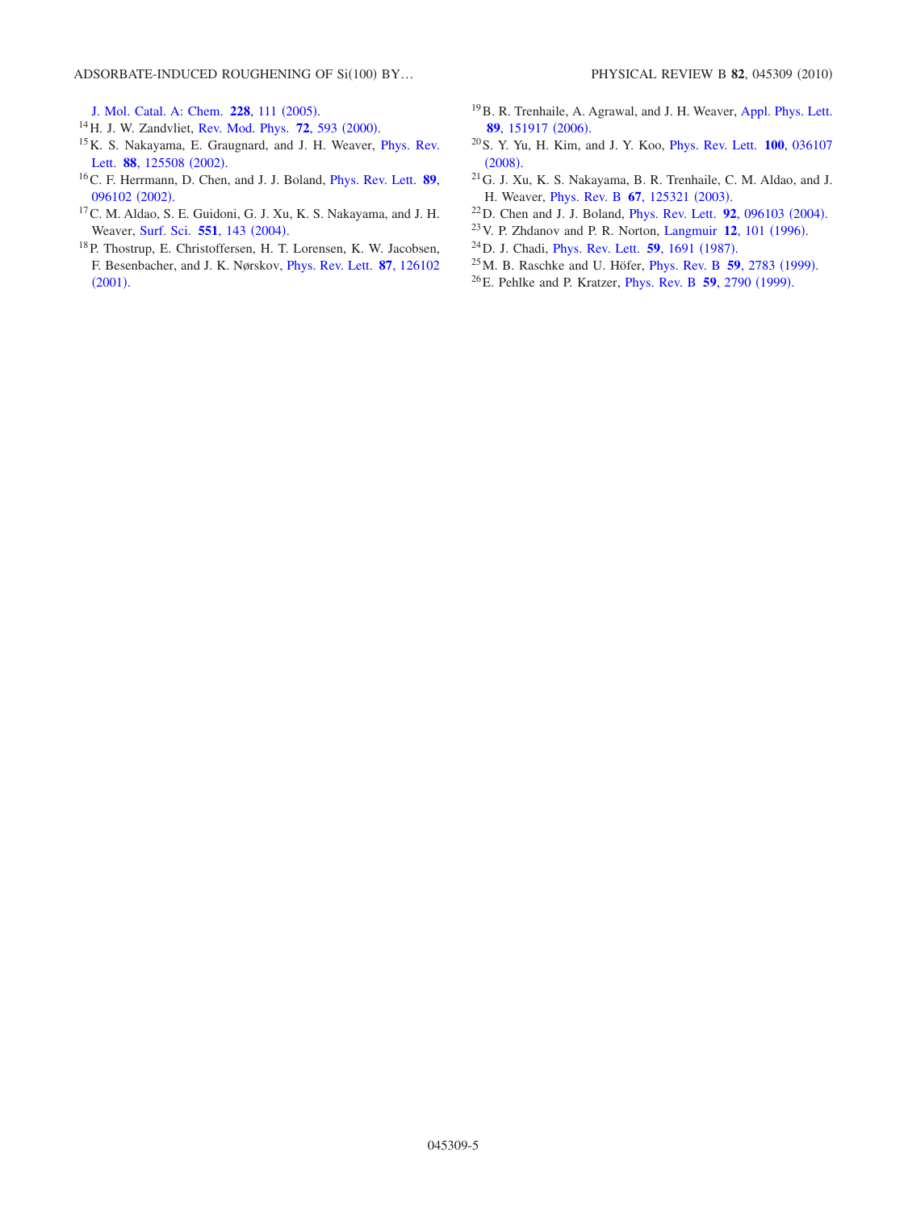J. Mol. Catal. A: Chem. **228**, 111 (2005).

[14] H. J. W. Zandvliet, Rev. Mod. Phys. **72**, 593 (2000).

[15] K. S. Nakayama, E. Graugnard, and J. H. Weaver, Phys. Rev. Lett. **88**, 125508 (2002).

[16] C. F. Herrmann, D. Chen, and J. J. Boland, Phys. Rev. Lett. **89**, 096102 (2002).

[17] C. M. Aldao, S. E. Guidoni, G. J. Xu, K. S. Nakayama, and J. H. Weaver, Surf. Sci. **551**, 143 (2004).

[18] P. Thostrup, E. Christoffersen, H. T. Lorensen, K. W. Jacobsen, F. Besenbacher, and J. K. Nørskov, Phys. Rev. Lett. **87**, 126102 (2001).

[19] B. R. Trenhaile, A. Agrawal, and J. H. Weaver, Appl. Phys. Lett. **89**, 151917 (2006).

[20] S. Y. Yu, H. Kim, and J. Y. Koo, Phys. Rev. Lett. **100**, 036107 (2008).

[21] G. J. Xu, K. S. Nakayama, B. R. Trenhaile, C. M. Aldao, and J. H. Weaver, Phys. Rev. B **67**, 125321 (2003).

[22] D. Chen and J. J. Boland, Phys. Rev. Lett. **92**, 096103 (2004).

[23] V. P. Zhdanov and P. R. Norton, Langmuir **12**, 101 (1996).

[24] D. J. Chadi, Phys. Rev. Lett. **59**, 1691 (1987).

[25] M. B. Raschke and U. Höfer, Phys. Rev. B **59**, 2783 (1999).

[26] E. Pehlke and P. Kratzer, Phys. Rev. B **59**, 2790 (1999).